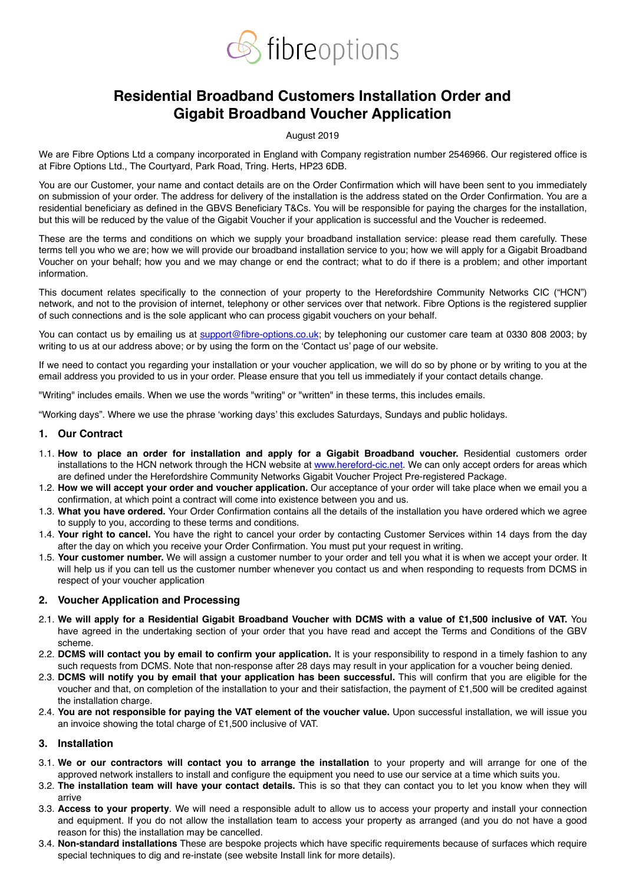fibreoptions

# Residential Broadband Customers Installation Order and Gigabit Broadband Voucher Application

August 2019

We are Fibre Options Ltd a company incorporated in England with Company registration number 2546966. Our registered office is at Fibre Options Ltd., The Courtyard, Park Road, Tring. Herts, HP23 6DB.

You are our Customer, your name and contact details are on the Order Confirmation which will have been sent to you immediately on submission of your order. The address for delivery of the installation is the address stated on the Order Confirmation. You are a residential beneficiary as defined in the GBVS Beneficiary T&Cs. You will be responsible for paying the charges for the installation, but this will be reduced by the value of the Gigabit Voucher if your application is successful and the Voucher is redeemed.

These are the terms and conditions on which we supply your broadband installation service: please read them carefully. These terms tell you who we are; how we will provide our broadband installation service to you; how we will apply for a Gigabit Broadband Voucher on your behalf; how you and we may change or end the contract; what to do if there is a problem; and other important information.

This document relates specifically to the connection of your property to the Herefordshire Community Networks CIC ("HCN") network, and not to the provision of internet, telephony or other services over that network. Fibre Options is the registered supplier of such connections and is the sole applicant who can process gigabit vouchers on your behalf.

You can contact us by emailing us at support@fibre-options.co.uk; by telephoning our customer care team at 0330 808 2003; by writing to us at our address above; or by using the form on the 'Contact us' page of our website.

If we need to contact you regarding your installation or your voucher application, we will do so by phone or by writing to you at the email address you provided to us in your order. Please ensure that you tell us immediately if your contact details change.

"Writing" includes emails. When we use the words "writing" or "written" in these terms, this includes emails.

"Working days". Where we use the phrase 'working days' this excludes Saturdays, Sundays and public holidays.

## 1. Our Contract

1.1. **How to place an order for installation and apply for a Gigabit Broadband voucher.** Residential customers order installations to the HCN network through the HCN website at www.hereford-cic.net. We can only accept orders for areas which are defined under the Herefordshire Community Networks Gigabit Voucher Project Pre-registered Package.

1.2. **How we will accept your order and voucher application.** Our acceptance of your order will take place when we email you a confirmation, at which point a contract will come into existence between you and us.

1.3. **What you have ordered.** Your Order Confirmation contains all the details of the installation you have ordered which we agree to supply to you, according to these terms and conditions.

1.4. **Your right to cancel.** You have the right to cancel your order by contacting Customer Services within 14 days from the day after the day on which you receive your Order Confirmation. You must put your request in writing.

1.5. **Your customer number.** We will assign a customer number to your order and tell you what it is when we accept your order. It will help us if you can tell us the customer number whenever you contact us and when responding to requests from DCMS in respect of your voucher application

## 2. Voucher Application and Processing

2.1. **We will apply for a Residential Gigabit Broadband Voucher with DCMS with a value of £1,500 inclusive of VAT.** You have agreed in the undertaking section of your order that you have read and accept the Terms and Conditions of the GBV scheme.

2.2. **DCMS will contact you by email to confirm your application.** It is your responsibility to respond in a timely fashion to any such requests from DCMS. Note that non-response after 28 days may result in your application for a voucher being denied.

2.3. **DCMS will notify you by email that your application has been successful.** This will confirm that you are eligible for the voucher and that, on completion of the installation to your and their satisfaction, the payment of £1,500 will be credited against the installation charge.

2.4. **You are not responsible for paying the VAT element of the voucher value.** Upon successful installation, we will issue you an invoice showing the total charge of £1,500 inclusive of VAT.

## 3. Installation

3.1. **We or our contractors will contact you to arrange the installation** to your property and will arrange for one of the approved network installers to install and configure the equipment you need to use our service at a time which suits you.

3.2. **The installation team will have your contact details.** This is so that they can contact you to let you know when they will arrive

3.3. **Access to your property**. We will need a responsible adult to allow us to access your property and install your connection and equipment. If you do not allow the installation team to access your property as arranged (and you do not have a good reason for this) the installation may be cancelled.

3.4. **Non-standard installations** These are bespoke projects which have specific requirements because of surfaces which require special techniques to dig and re-instate (see website Install link for more details).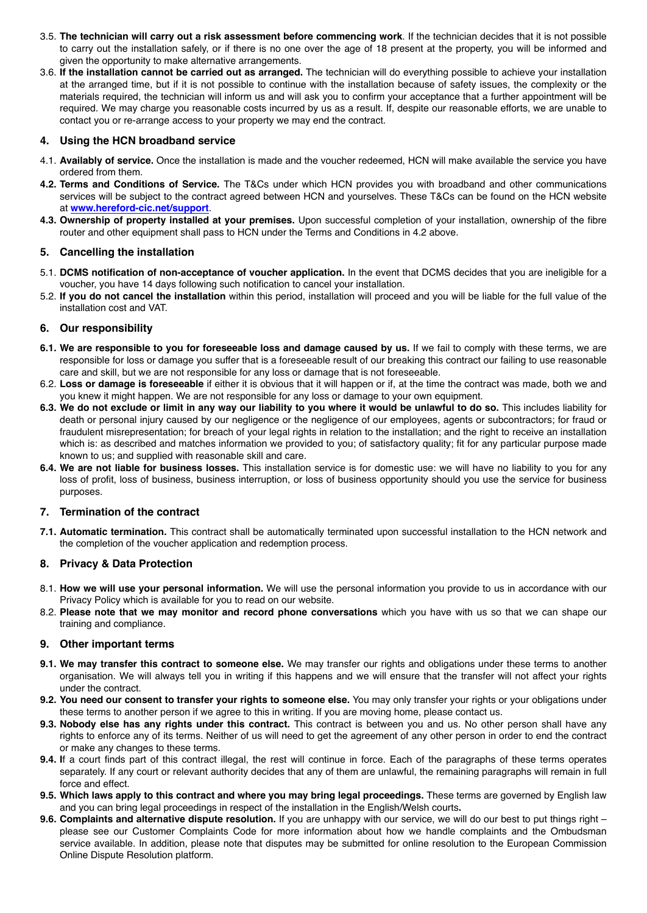3.5. **The technician will carry out a risk assessment before commencing work**. If the technician decides that it is not possible to carry out the installation safely, or if there is no one over the age of 18 present at the property, you will be informed and given the opportunity to make alternative arrangements.

3.6. **If the installation cannot be carried out as arranged.** The technician will do everything possible to achieve your installation at the arranged time, but if it is not possible to continue with the installation because of safety issues, the complexity or the materials required, the technician will inform us and will ask you to confirm your acceptance that a further appointment will be required. We may charge you reasonable costs incurred by us as a result. If, despite our reasonable efforts, we are unable to contact you or re-arrange access to your property we may end the contract.

## 4. Using the HCN broadband service

4.1. **Availably of service.** Once the installation is made and the voucher redeemed, HCN will make available the service you have ordered from them.

**4.2. Terms and Conditions of Service.** The T&Cs under which HCN provides you with broadband and other communications services will be subject to the contract agreed between HCN and yourselves. These T&Cs can be found on the HCN website at **www.hereford-cic.net/support**.

**4.3. Ownership of property installed at your premises.** Upon successful completion of your installation, ownership of the fibre router and other equipment shall pass to HCN under the Terms and Conditions in 4.2 above.

## 5. Cancelling the installation

5.1. **DCMS notification of non-acceptance of voucher application.** In the event that DCMS decides that you are ineligible for a voucher, you have 14 days following such notification to cancel your installation.

5.2. **If you do not cancel the installation** within this period, installation will proceed and you will be liable for the full value of the installation cost and VAT.

## 6. Our responsibility

**6.1. We are responsible to you for foreseeable loss and damage caused by us.** If we fail to comply with these terms, we are responsible for loss or damage you suffer that is a foreseeable result of our breaking this contract our failing to use reasonable care and skill, but we are not responsible for any loss or damage that is not foreseeable.

6.2. **Loss or damage is foreseeable** if either it is obvious that it will happen or if, at the time the contract was made, both we and you knew it might happen. We are not responsible for any loss or damage to your own equipment.

**6.3. We do not exclude or limit in any way our liability to you where it would be unlawful to do so.** This includes liability for death or personal injury caused by our negligence or the negligence of our employees, agents or subcontractors; for fraud or fraudulent misrepresentation; for breach of your legal rights in relation to the installation; and the right to receive an installation which is: as described and matches information we provided to you; of satisfactory quality; fit for any particular purpose made known to us; and supplied with reasonable skill and care.

**6.4. We are not liable for business losses.** This installation service is for domestic use: we will have no liability to you for any loss of profit, loss of business, business interruption, or loss of business opportunity should you use the service for business purposes.

## 7. Termination of the contract

**7.1. Automatic termination.** This contract shall be automatically terminated upon successful installation to the HCN network and the completion of the voucher application and redemption process.

## 8. Privacy & Data Protection

8.1. **How we will use your personal information.** We will use the personal information you provide to us in accordance with our Privacy Policy which is available for you to read on our website.

8.2. **Please note that we may monitor and record phone conversations** which you have with us so that we can shape our training and compliance.

## 9. Other important terms

**9.1. We may transfer this contract to someone else.** We may transfer our rights and obligations under these terms to another organisation. We will always tell you in writing if this happens and we will ensure that the transfer will not affect your rights under the contract.

**9.2. You need our consent to transfer your rights to someone else.** You may only transfer your rights or your obligations under these terms to another person if we agree to this in writing. If you are moving home, please contact us.

**9.3. Nobody else has any rights under this contract.** This contract is between you and us. No other person shall have any rights to enforce any of its terms. Neither of us will need to get the agreement of any other person in order to end the contract or make any changes to these terms.

**9.4. I**f a court finds part of this contract illegal, the rest will continue in force. Each of the paragraphs of these terms operates separately. If any court or relevant authority decides that any of them are unlawful, the remaining paragraphs will remain in full force and effect.

**9.5. Which laws apply to this contract and where you may bring legal proceedings.** These terms are governed by English law and you can bring legal proceedings in respect of the installation in the English/Welsh courts**.**

**9.6. Complaints and alternative dispute resolution.** If you are unhappy with our service, we will do our best to put things right – please see our Customer Complaints Code for more information about how we handle complaints and the Ombudsman service available. In addition, please note that disputes may be submitted for online resolution to the European Commission Online Dispute Resolution platform.